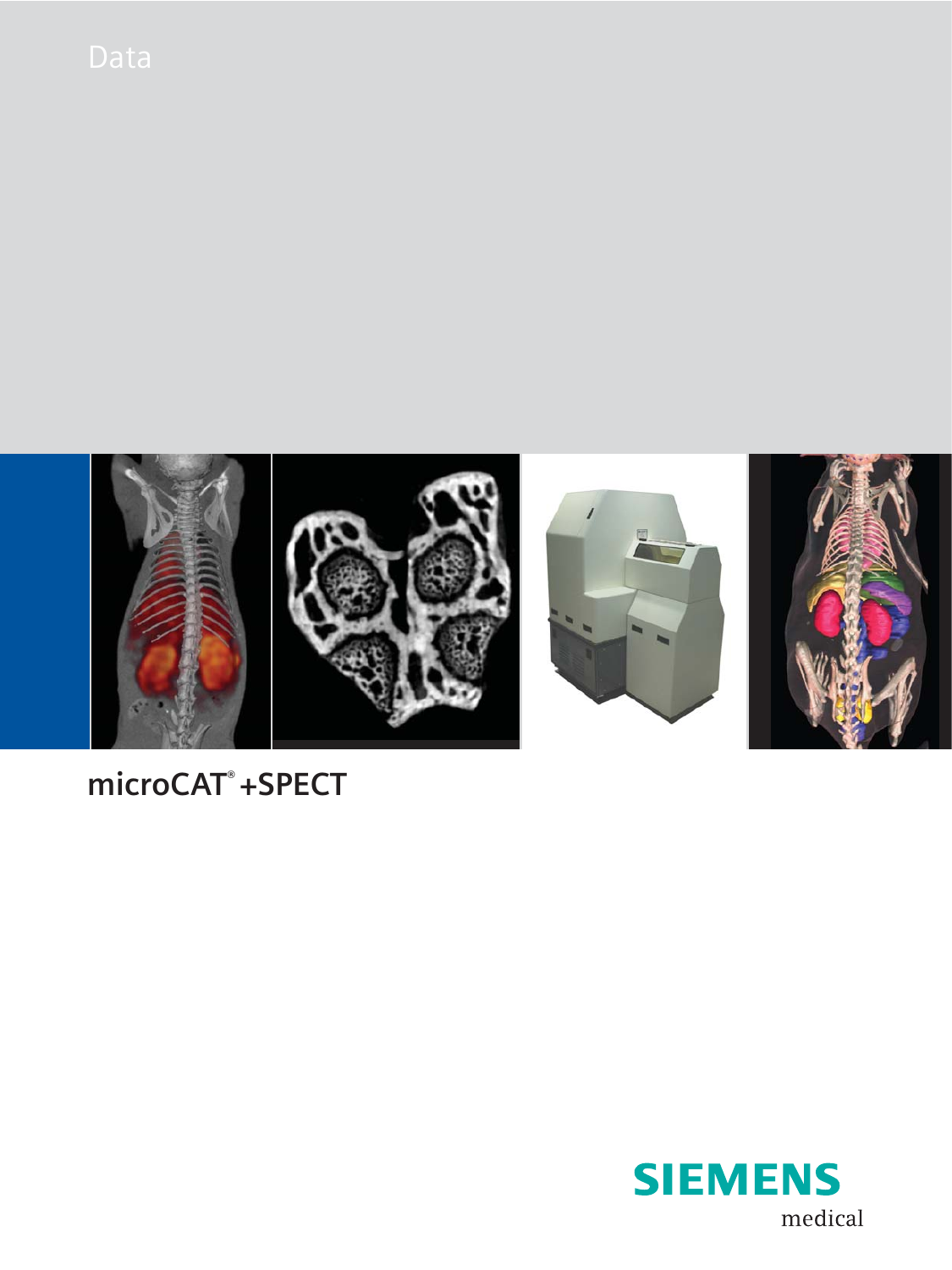Data

# microCAT® +SPECT

SIEMENS

medical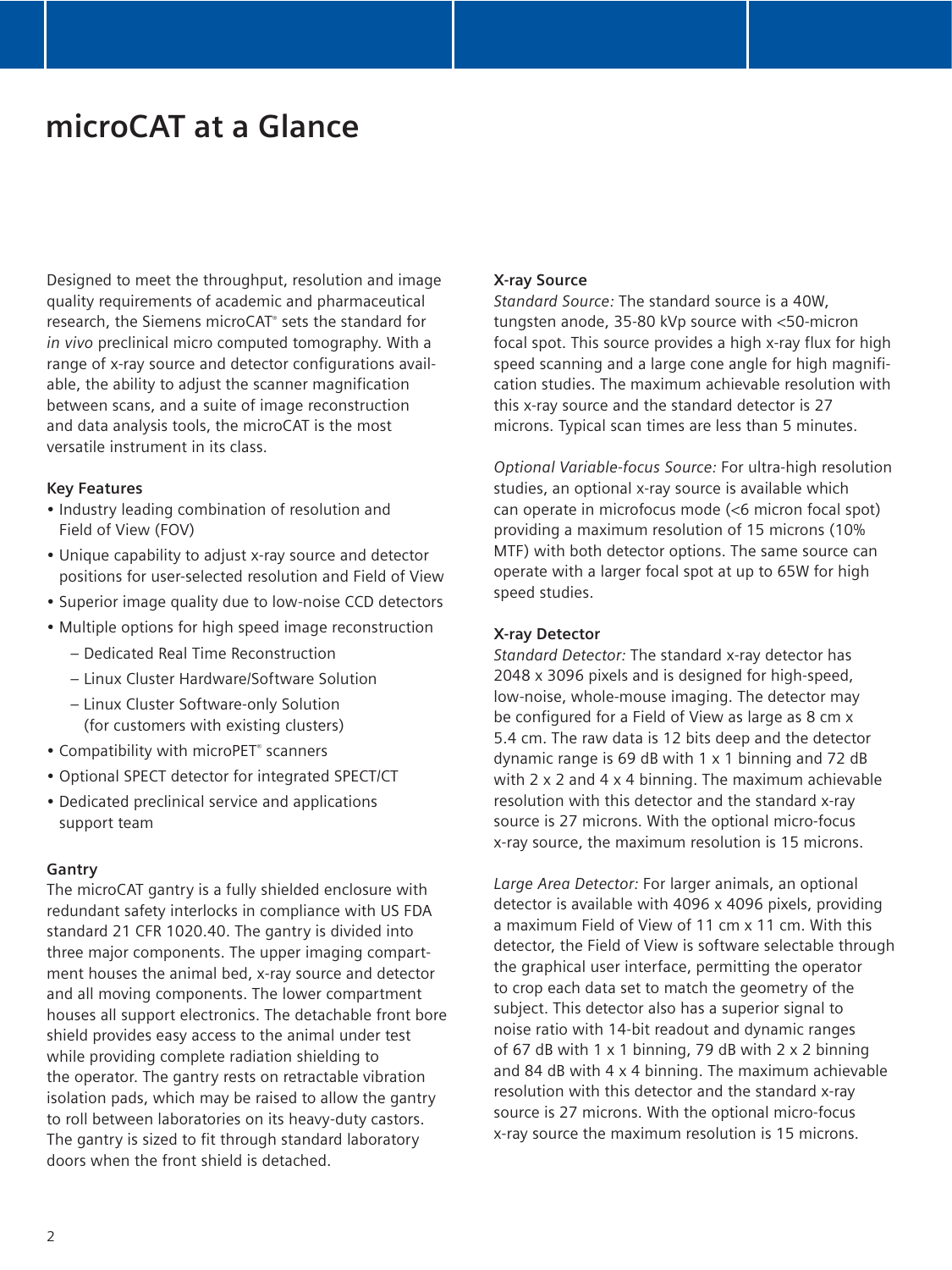# microCAT at a Glance

Designed to meet the throughput, resolution and image quality requirements of academic and pharmaceutical research, the Siemens microCAT® sets the standard for *in vivo* preclinical micro computed tomography. With a range of x-ray source and detector configurations available, the ability to adjust the scanner magnification between scans, and a suite of image reconstruction and data analysis tools, the microCAT is the most versatile instrument in its class.

**Key Features**

- Industry leading combination of resolution and Field of View (FOV)
- Unique capability to adjust x-ray source and detector positions for user-selected resolution and Field of View
- Superior image quality due to low-noise CCD detectors
- Multiple options for high speed image reconstruction
  - Dedicated Real Time Reconstruction
  - Linux Cluster Hardware/Software Solution
  - Linux Cluster Software-only Solution (for customers with existing clusters)
- Compatibility with microPET® scanners
- Optional SPECT detector for integrated SPECT/CT
- Dedicated preclinical service and applications support team

**Gantry**

The microCAT gantry is a fully shielded enclosure with redundant safety interlocks in compliance with US FDA standard 21 CFR 1020.40. The gantry is divided into three major components. The upper imaging compartment houses the animal bed, x-ray source and detector and all moving components. The lower compartment houses all support electronics. The detachable front bore shield provides easy access to the animal under test while providing complete radiation shielding to the operator. The gantry rests on retractable vibration isolation pads, which may be raised to allow the gantry to roll between laboratories on its heavy-duty castors. The gantry is sized to fit through standard laboratory doors when the front shield is detached.

**X-ray Source**

*Standard Source:* The standard source is a 40W, tungsten anode, 35-80 kVp source with <50-micron focal spot. This source provides a high x-ray flux for high speed scanning and a large cone angle for high magnification studies. The maximum achievable resolution with this x-ray source and the standard detector is 27 microns. Typical scan times are less than 5 minutes.

*Optional Variable-focus Source:* For ultra-high resolution studies, an optional x-ray source is available which can operate in microfocus mode (<6 micron focal spot) providing a maximum resolution of 15 microns (10% MTF) with both detector options. The same source can operate with a larger focal spot at up to 65W for high speed studies.

**X-ray Detector**

*Standard Detector:* The standard x-ray detector has 2048 x 3096 pixels and is designed for high-speed, low-noise, whole-mouse imaging. The detector may be configured for a Field of View as large as 8 cm x 5.4 cm. The raw data is 12 bits deep and the detector dynamic range is 69 dB with 1 x 1 binning and 72 dB with 2 x 2 and 4 x 4 binning. The maximum achievable resolution with this detector and the standard x-ray source is 27 microns. With the optional micro-focus x-ray source, the maximum resolution is 15 microns.

*Large Area Detector:* For larger animals, an optional detector is available with 4096 x 4096 pixels, providing a maximum Field of View of 11 cm x 11 cm. With this detector, the Field of View is software selectable through the graphical user interface, permitting the operator to crop each data set to match the geometry of the subject. This detector also has a superior signal to noise ratio with 14-bit readout and dynamic ranges of 67 dB with 1 x 1 binning, 79 dB with 2 x 2 binning and 84 dB with 4 x 4 binning. The maximum achievable resolution with this detector and the standard x-ray source is 27 microns. With the optional micro-focus x-ray source the maximum resolution is 15 microns.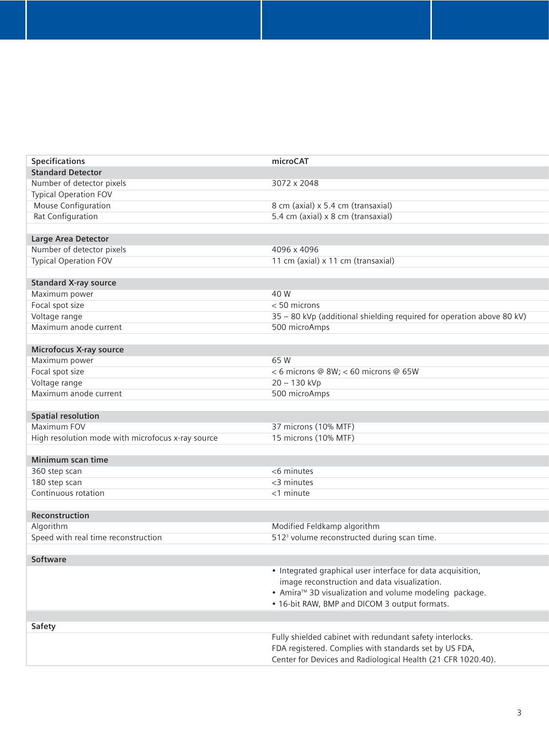| Specifications | microCAT |
|---|---|
| **Standard Detector** | |
| Number of detector pixels | 3072 x 2048 |
| Typical Operation FOV | |
| Mouse Configuration | 8 cm (axial) x 5.4 cm (transaxial) |
| Rat Configuration | 5.4 cm (axial) x 8 cm (transaxial) |
| | |
| **Large Area Detector** | |
| Number of detector pixels | 4096 x 4096 |
| Typical Operation FOV | 11 cm (axial) x 11 cm (transaxial) |
| | |
| **Standard X-ray source** | |
| Maximum power | 40 W |
| Focal spot size | < 50 microns |
| Voltage range | 35 – 80 kVp (additional shielding required for operation above 80 kV) |
| Maximum anode current | 500 microAmps |
| | |
| **Microfocus X-ray source** | |
| Maximum power | 65 W |
| Focal spot size | < 6 microns @ 8W; < 60 microns @ 65W |
| Voltage range | 20 – 130 kVp |
| Maximum anode current | 500 microAmps |
| | |
| **Spatial resolution** | |
| Maximum FOV | 37 microns (10% MTF) |
| High resolution mode with microfocus x-ray source | 15 microns (10% MTF) |
| | |
| **Minimum scan time** | |
| 360 step scan | <6 minutes |
| 180 step scan | <3 minutes |
| Continuous rotation | <1 minute |
| | |
| **Reconstruction** | |
| Algorithm | Modified Feldkamp algorithm |
| Speed with real time reconstruction | $512^3$ volume reconstructed during scan time. |
| | |
| **Software** | |
| | • Integrated graphical user interface for data acquisition, image reconstruction and data visualization.<br>• Amira™ 3D visualization and volume modeling package.<br>• 16-bit RAW, BMP and DICOM 3 output formats. |
| | |
| **Safety** | |
| | Fully shielded cabinet with redundant safety interlocks. FDA registered. Complies with standards set by US FDA, Center for Devices and Radiological Health (21 CFR 1020.40). |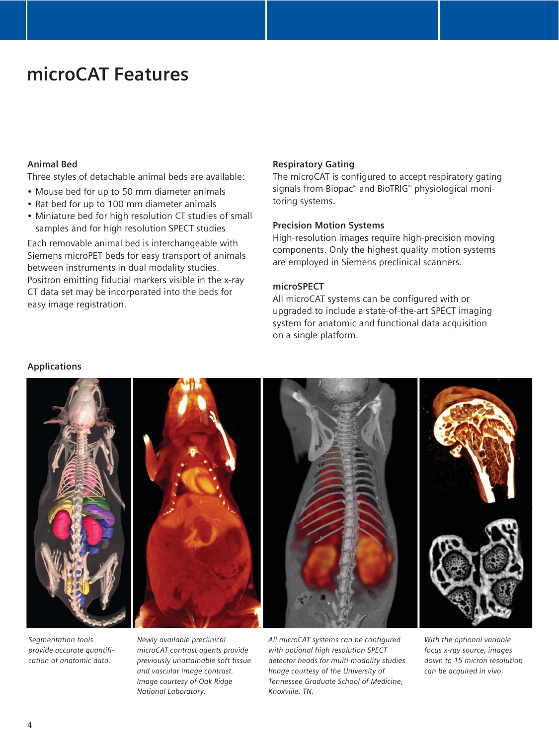# microCAT Features

### Animal Bed

Three styles of detachable animal beds are available:

- Mouse bed for up to 50 mm diameter animals
- Rat bed for up to 100 mm diameter animals
- Miniature bed for high resolution CT studies of small samples and for high resolution SPECT studies

Each removable animal bed is interchangeable with Siemens microPET beds for easy transport of animals between instruments in dual modality studies. Positron emitting fiducial markers visible in the x-ray CT data set may be incorporated into the beds for easy image registration.

### Respiratory Gating

The microCAT is configured to accept respiratory gating signals from Biopac™ and BioTRIG™ physiological monitoring systems.

### Precision Motion Systems

High-resolution images require high-precision moving components. Only the highest quality motion systems are employed in Siemens preclinical scanners.

### microSPECT

All microCAT systems can be configured with or upgraded to include a state-of-the-art SPECT imaging system for anatomic and functional data acquisition on a single platform.

### Applications

*Segmentation tools provide accurate quantification of anatomic data.*

*Newly available preclinical microCAT contrast agents provide previously unattainable soft tissue and vascular image contrast. Image courtesy of Oak Ridge National Laboratory.*

*All microCAT systems can be configured with optional high resolution SPECT detector heads for multi-modality studies. Image courtesy of the University of Tennessee Graduate School of Medicine, Knoxville, TN.*

*With the optional variable focus x-ray source, images down to 15 micron resolution can be acquired in vivo.*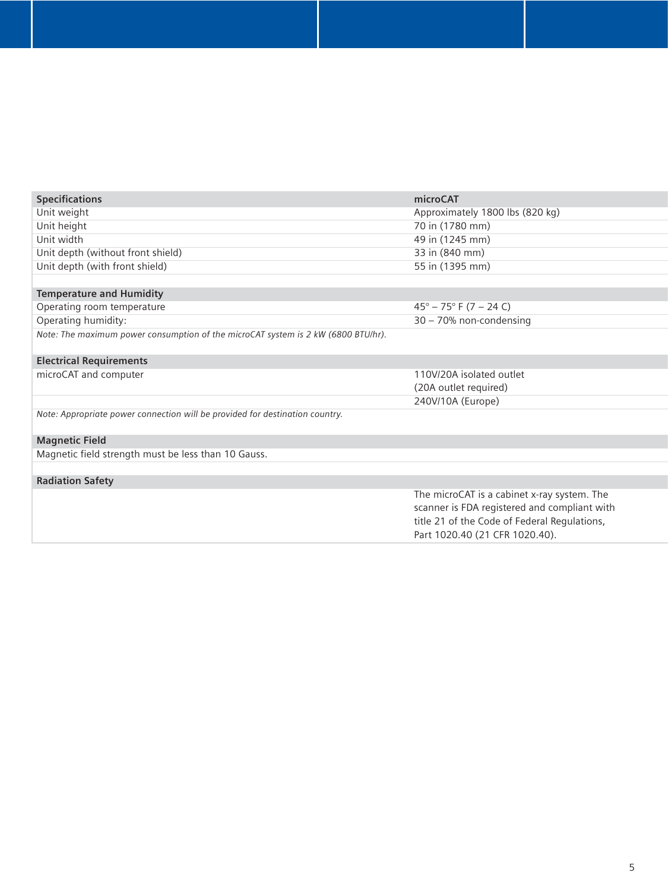| Specifications | microCAT |
|---|---|
| Unit weight | Approximately 1800 lbs (820 kg) |
| Unit height | 70 in (1780 mm) |
| Unit width | 49 in (1245 mm) |
| Unit depth (without front shield) | 33 in (840 mm) |
| Unit depth (with front shield) | 55 in (1395 mm) |

| Temperature and Humidity | |
|---|---|
| Operating room temperature | 45° – 75° F (7 – 24 C) |
| Operating humidity: | 30 – 70% non-condensing |

*Note: The maximum power consumption of the microCAT system is 2 kW (6800 BTU/hr).*

| Electrical Requirements | |
|---|---|
| microCAT and computer | 110V/20A isolated outlet (20A outlet required) |
| | 240V/10A (Europe) |

*Note: Appropriate power connection will be provided for destination country.*

| Magnetic Field | |
|---|---|
| Magnetic field strength must be less than 10 Gauss. | |

| Radiation Safety | |
|---|---|
| | The microCAT is a cabinet x-ray system. The scanner is FDA registered and compliant with title 21 of the Code of Federal Regulations, Part 1020.40 (21 CFR 1020.40). |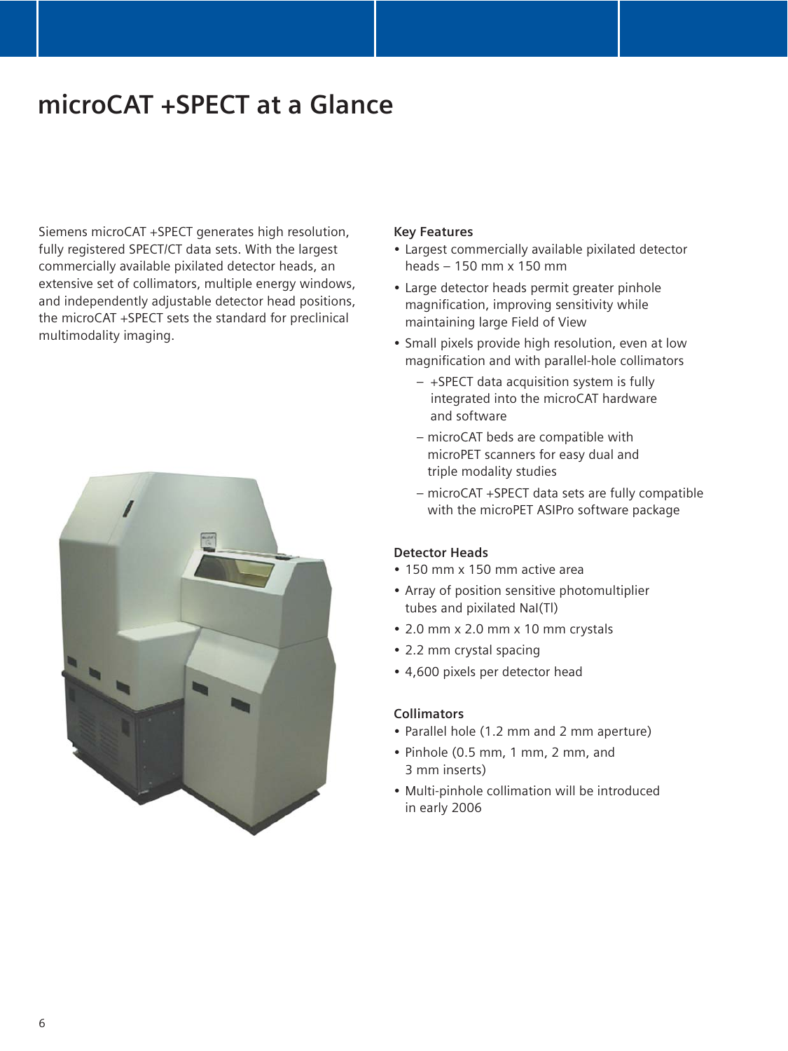# microCAT +SPECT at a Glance

Siemens microCAT +SPECT generates high resolution, fully registered SPECT/CT data sets. With the largest commercially available pixilated detector heads, an extensive set of collimators, multiple energy windows, and independently adjustable detector head positions, the microCAT +SPECT sets the standard for preclinical multimodality imaging.

**Key Features**

- Largest commercially available pixilated detector heads – 150 mm x 150 mm
- Large detector heads permit greater pinhole magnification, improving sensitivity while maintaining large Field of View
- Small pixels provide high resolution, even at low magnification and with parallel-hole collimators
  - +SPECT data acquisition system is fully integrated into the microCAT hardware and software
  - microCAT beds are compatible with microPET scanners for easy dual and triple modality studies
  - microCAT +SPECT data sets are fully compatible with the microPET ASIPro software package

**Detector Heads**

- 150 mm x 150 mm active area
- Array of position sensitive photomultiplier tubes and pixilated NaI(Tl)
- 2.0 mm x 2.0 mm x 10 mm crystals
- 2.2 mm crystal spacing
- 4,600 pixels per detector head

**Collimators**

- Parallel hole (1.2 mm and 2 mm aperture)
- Pinhole (0.5 mm, 1 mm, 2 mm, and 3 mm inserts)
- Multi-pinhole collimation will be introduced in early 2006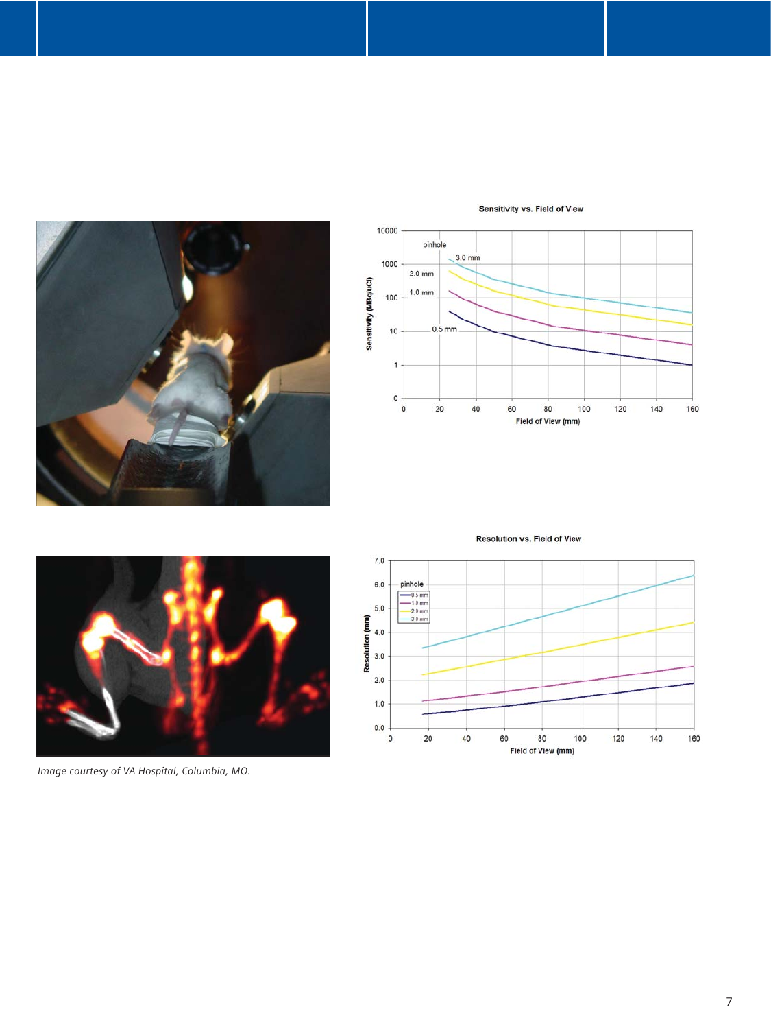Image courtesy of VA Hospital, Columbia, MO.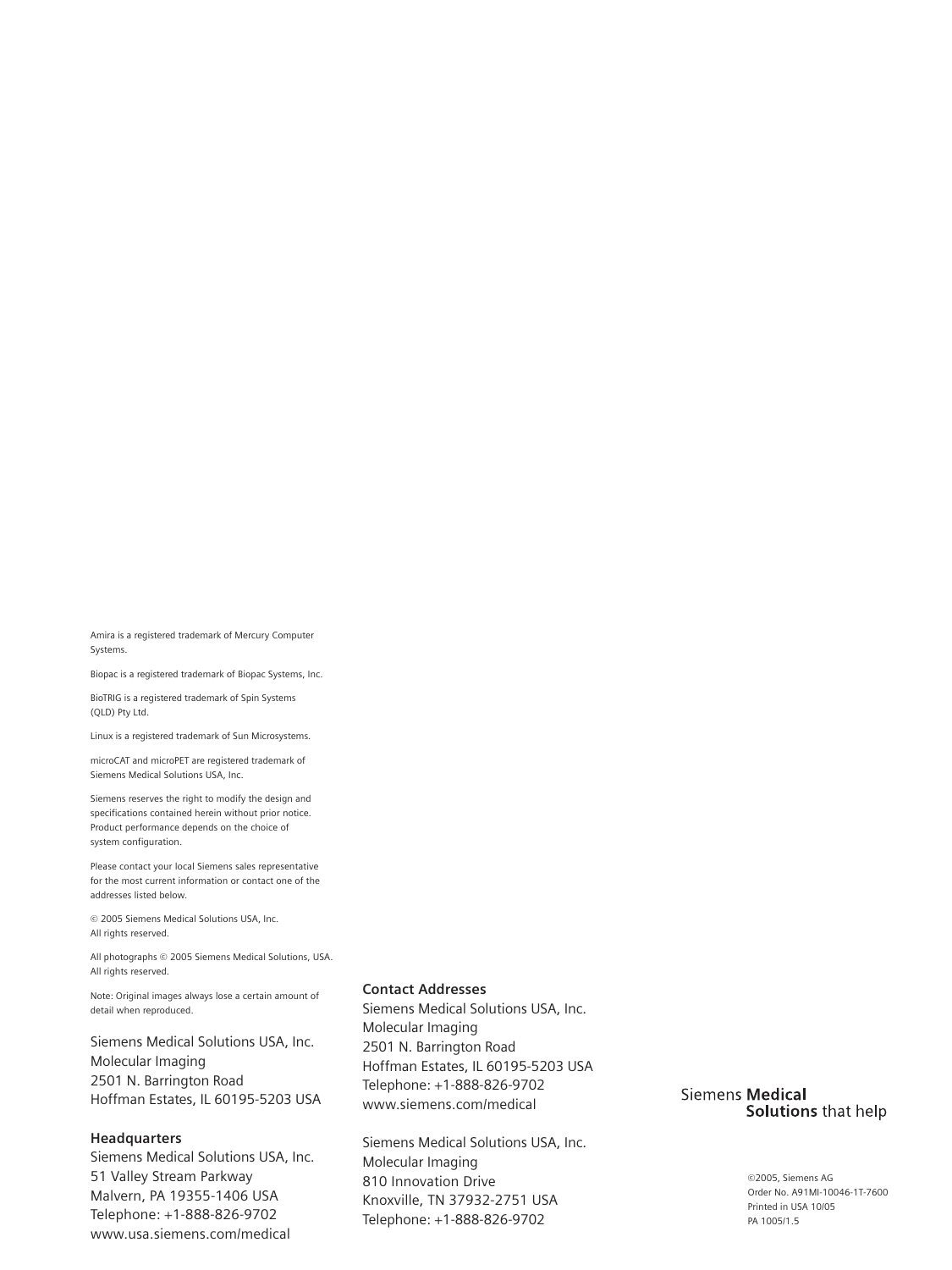Amira is a registered trademark of Mercury Computer Systems.

Biopac is a registered trademark of Biopac Systems, Inc.

BioTRIG is a registered trademark of Spin Systems (QLD) Pty Ltd.

Linux is a registered trademark of Sun Microsystems.

microCAT and microPET are registered trademark of Siemens Medical Solutions USA, Inc.

Siemens reserves the right to modify the design and specifications contained herein without prior notice. Product performance depends on the choice of system configuration.

Please contact your local Siemens sales representative for the most current information or contact one of the addresses listed below.

© 2005 Siemens Medical Solutions USA, Inc.
All rights reserved.

All photographs © 2005 Siemens Medical Solutions, USA.
All rights reserved.

Note: Original images always lose a certain amount of detail when reproduced.

Siemens Medical Solutions USA, Inc.
Molecular Imaging
2501 N. Barrington Road
Hoffman Estates, IL 60195-5203 USA

**Headquarters**
Siemens Medical Solutions USA, Inc.
51 Valley Stream Parkway
Malvern, PA 19355-1406 USA
Telephone: +1-888-826-9702
www.usa.siemens.com/medical

**Contact Addresses**
Siemens Medical Solutions USA, Inc.
Molecular Imaging
2501 N. Barrington Road
Hoffman Estates, IL 60195-5203 USA
Telephone: +1-888-826-9702
www.siemens.com/medical

Siemens Medical Solutions USA, Inc.
Molecular Imaging
810 Innovation Drive
Knoxville, TN 37932-2751 USA
Telephone: +1-888-826-9702

Siemens **Medical Solutions** that help

©2005, Siemens AG
Order No. A91MI-10046-1T-7600
Printed in USA 10/05
PA 1005/1.5